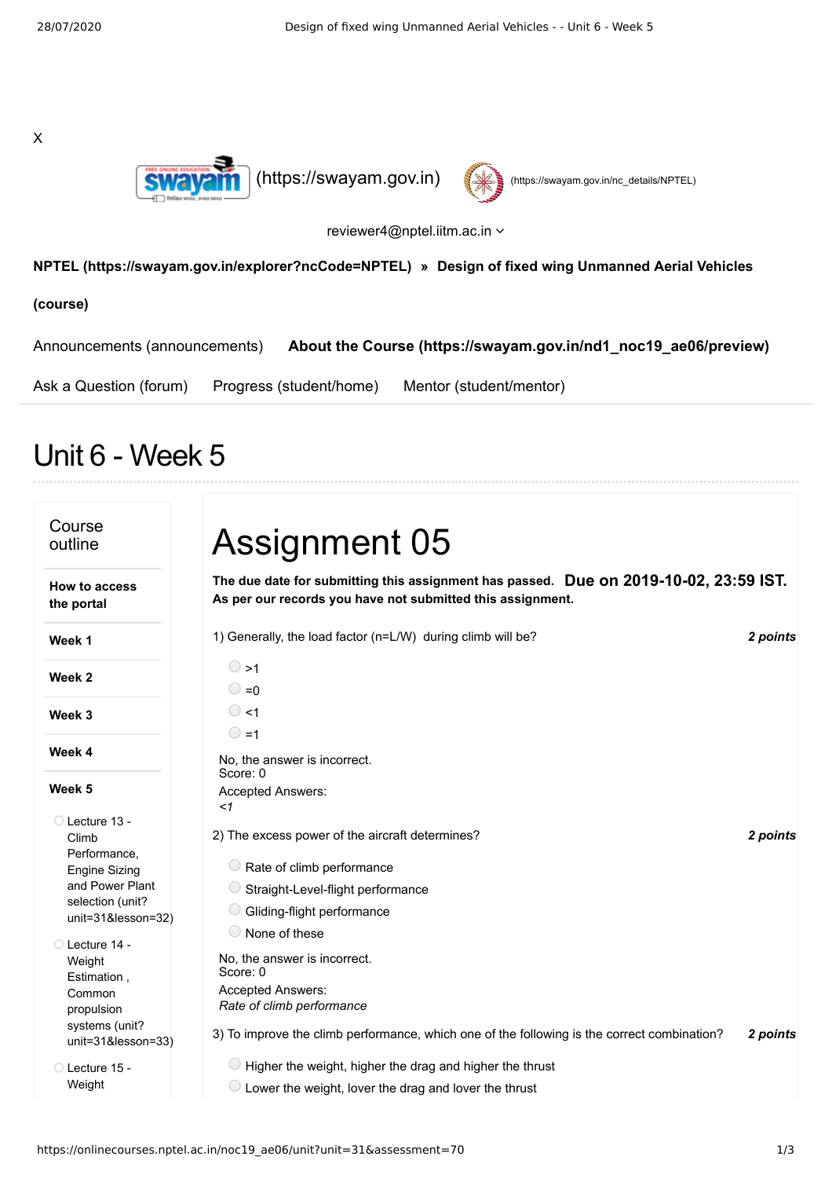X

(https://swayam.gov.in) (https://swayam.gov.in/nc_details/NPTEL)

reviewer4@nptel.iitm.ac.in

**NPTEL (https://swayam.gov.in/explorer?ncCode=NPTEL) » Design of fixed wing Unmanned Aerial Vehicles (course)**

Announcements (announcements) **About the Course (https://swayam.gov.in/nd1_noc19_ae06/preview)**

Ask a Question (forum) Progress (student/home) Mentor (student/mentor)

# Unit 6 - Week 5

**Course outline**

**How to access the portal**

**Week 1**

**Week 2**

**Week 3**

**Week 4**

**Week 5**

- Lecture 13 - Climb Performance, Engine Sizing and Power Plant selection (unit?unit=31&lesson=32)
- Lecture 14 - Weight Estimation , Common propulsion systems (unit?unit=31&lesson=33)
- Lecture 15 - Weight

# Assignment 05

**The due date for submitting this assignment has passed.** **Due on 2019-10-02, 23:59 IST.**
**As per our records you have not submitted this assignment.**

1) Generally, the load factor (n=L/W) during climb will be? ***2 points***

- >1
- =0
- <1
- =1

No, the answer is incorrect.
Score: 0
Accepted Answers:
*<1*

2) The excess power of the aircraft determines? ***2 points***

- Rate of climb performance
- Straight-Level-flight performance
- Gliding-flight performance
- None of these

No, the answer is incorrect.
Score: 0
Accepted Answers:
*Rate of climb performance*

3) To improve the climb performance, which one of the following is the correct combination? ***2 points***

- Higher the weight, higher the drag and higher the thrust
- Lower the weight, lover the drag and lover the thrust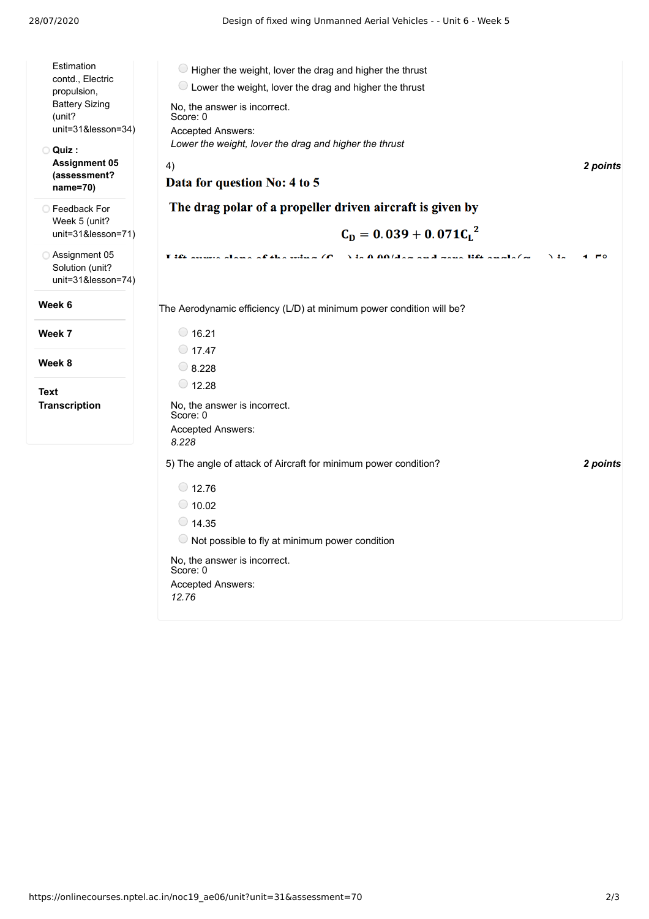- Estimation contd., Electric propulsion, Battery Sizing (unit?unit=31&lesson=34)
- **Quiz : Assignment 05 (assessment?name=70)**
- Feedback For Week 5 (unit?unit=31&lesson=71)
- Assignment 05 Solution (unit?unit=31&lesson=74)

**Week 6**

**Week 7**

**Week 8**

**Text Transcription**

- Higher the weight, lover the drag and higher the thrust
- Lower the weight, lover the drag and higher the thrust

No, the answer is incorrect.
Score: 0

Accepted Answers:
*Lower the weight, lover the drag and higher the thrust*

4) *2 points*

**Data for question No: 4 to 5**

**The drag polar of a propeller driven aircraft is given by**

$$C_D = 0.039 + 0.071{C_L}^2$$

**Lift curve slope of the wing ($C_{L\alpha}$) is 0.09/deg and zero lift angle($\alpha_{0L}$) is −1.5°**

The Aerodynamic efficiency (L/D) at minimum power condition will be?

- 16.21
- 17.47
- 8.228
- 12.28

No, the answer is incorrect.
Score: 0

Accepted Answers:
*8.228*

5) The angle of attack of Aircraft for minimum power condition? *2 points*

- 12.76
- 10.02
- 14.35
- Not possible to fly at minimum power condition

No, the answer is incorrect.
Score: 0

Accepted Answers:
*12.76*